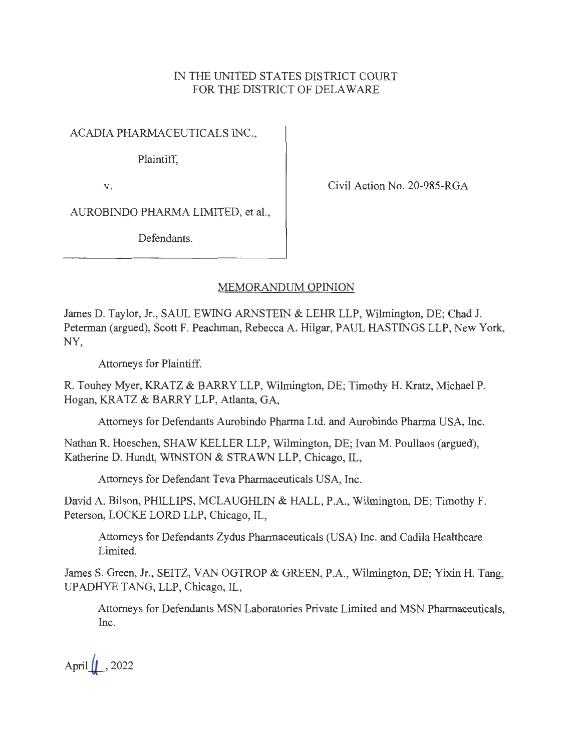IN THE UNITED STATES DISTRICT COURT
FOR THE DISTRICT OF DELAWARE

ACADIA PHARMACEUTICALS INC.,

Plaintiff,

v.

AUROBINDO PHARMA LIMITED, et al.,

Defendants.

Civil Action No. 20-985-RGA

MEMORANDUM OPINION

James D. Taylor, Jr., SAUL EWING ARNSTEIN & LEHR LLP, Wilmington, DE; Chad J. Peterman (argued), Scott F. Peachman, Rebecca A. Hilgar, PAUL HASTINGS LLP, New York, NY,

Attorneys for Plaintiff.

R. Touhey Myer, KRATZ & BARRY LLP, Wilmington, DE; Timothy H. Kratz, Michael P. Hogan, KRATZ & BARRY LLP, Atlanta, GA,

Attorneys for Defendants Aurobindo Pharma Ltd. and Aurobindo Pharma USA, Inc.

Nathan R. Hoeschen, SHAW KELLER LLP, Wilmington, DE; Ivan M. Poullaos (argued), Katherine D. Hundt, WINSTON & STRAWN LLP, Chicago, IL,

Attorneys for Defendant Teva Pharmaceuticals USA, Inc.

David A. Bilson, PHILLIPS, MCLAUGHLIN & HALL, P.A., Wilmington, DE; Timothy F. Peterson, LOCKE LORD LLP, Chicago, IL,

Attorneys for Defendants Zydus Pharmaceuticals (USA) Inc. and Cadila Healthcare Limited.

James S. Green, Jr., SEITZ, VAN OGTROP & GREEN, P.A., Wilmington, DE; Yixin H. Tang, UPADHYE TANG, LLP, Chicago, IL,

Attorneys for Defendants MSN Laboratories Private Limited and MSN Pharmaceuticals, Inc.

April 11, 2022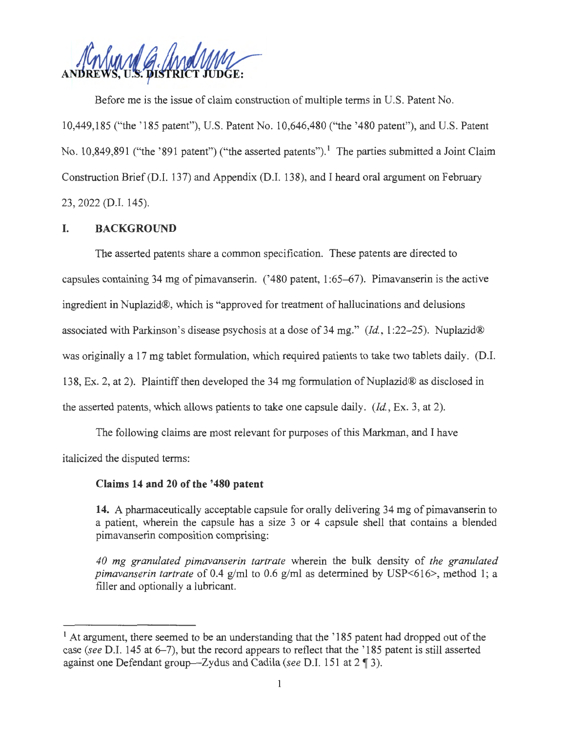**ANDREWS, U.S. DISTRICT JUDGE:**

Before me is the issue of claim construction of multiple terms in U.S. Patent No. 10,449,185 ("the '185 patent"), U.S. Patent No. 10,646,480 ("the '480 patent"), and U.S. Patent No. 10,849,891 ("the '891 patent") ("the asserted patents").[1] The parties submitted a Joint Claim Construction Brief (D.I. 137) and Appendix (D.I. 138), and I heard oral argument on February 23, 2022 (D.I. 145).

## I. BACKGROUND

The asserted patents share a common specification. These patents are directed to capsules containing 34 mg of pimavanserin. ('480 patent, 1:65–67). Pimavanserin is the active ingredient in Nuplazid®, which is "approved for treatment of hallucinations and delusions associated with Parkinson's disease psychosis at a dose of 34 mg." (*Id.*, 1:22–25). Nuplazid® was originally a 17 mg tablet formulation, which required patients to take two tablets daily. (D.I. 138, Ex. 2, at 2). Plaintiff then developed the 34 mg formulation of Nuplazid® as disclosed in the asserted patents, which allows patients to take one capsule daily. (*Id.*, Ex. 3, at 2).

The following claims are most relevant for purposes of this Markman, and I have italicized the disputed terms:

**Claims 14 and 20 of the '480 patent**

> **14.** A pharmaceutically acceptable capsule for orally delivering 34 mg of pimavanserin to a patient, wherein the capsule has a size 3 or 4 capsule shell that contains a blended pimavanserin composition comprising:
>
> *40 mg granulated pimavanserin tartrate* wherein the bulk density of *the granulated pimavanserin tartrate* of 0.4 g/ml to 0.6 g/ml as determined by USP<616>, method 1; a filler and optionally a lubricant.

[1] At argument, there seemed to be an understanding that the '185 patent had dropped out of the case (*see* D.I. 145 at 6–7), but the record appears to reflect that the '185 patent is still asserted against one Defendant group—Zydus and Cadila (*see* D.I. 151 at 2 ¶ 3).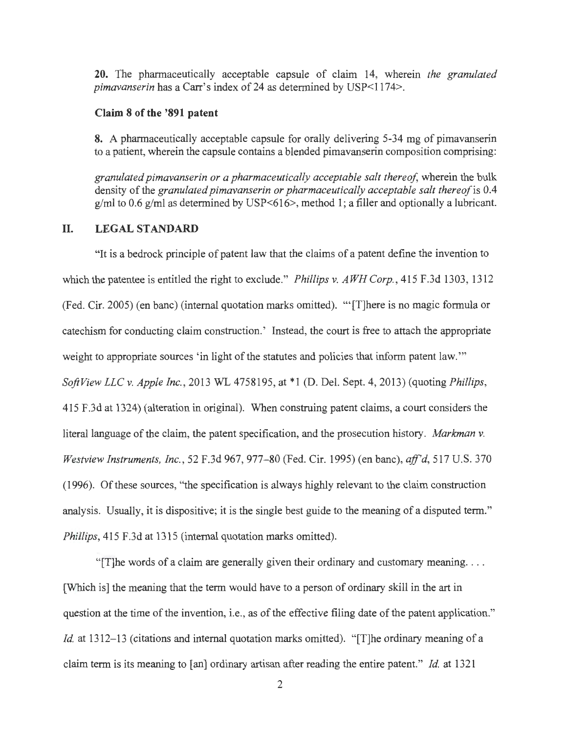**20.** The pharmaceutically acceptable capsule of claim 14, wherein *the granulated pimavanserin* has a Carr's index of 24 as determined by USP<1174>.

**Claim 8 of the '891 patent**

**8.** A pharmaceutically acceptable capsule for orally delivering 5-34 mg of pimavanserin to a patient, wherein the capsule contains a blended pimavanserin composition comprising:

*granulated pimavanserin or a pharmaceutically acceptable salt thereof*, wherein the bulk density of the *granulated pimavanserin or pharmaceutically acceptable salt thereof* is 0.4 g/ml to 0.6 g/ml as determined by USP<616>, method 1; a filler and optionally a lubricant.

## II. LEGAL STANDARD

"It is a bedrock principle of patent law that the claims of a patent define the invention to which the patentee is entitled the right to exclude." *Phillips v. AWH Corp.*, 415 F.3d 1303, 1312 (Fed. Cir. 2005) (en banc) (internal quotation marks omitted). "'[T]here is no magic formula or catechism for conducting claim construction.' Instead, the court is free to attach the appropriate weight to appropriate sources 'in light of the statutes and policies that inform patent law.'" *SoftView LLC v. Apple Inc.*, 2013 WL 4758195, at *1 (D. Del. Sept. 4, 2013) (quoting *Phillips*, 415 F.3d at 1324) (alteration in original). When construing patent claims, a court considers the literal language of the claim, the patent specification, and the prosecution history. *Markman v. Westview Instruments, Inc.*, 52 F.3d 967, 977–80 (Fed. Cir. 1995) (en banc), *aff'd*, 517 U.S. 370 (1996). Of these sources, "the specification is always highly relevant to the claim construction analysis. Usually, it is dispositive; it is the single best guide to the meaning of a disputed term." *Phillips*, 415 F.3d at 1315 (internal quotation marks omitted).

"[T]he words of a claim are generally given their ordinary and customary meaning. . . . [Which is] the meaning that the term would have to a person of ordinary skill in the art in question at the time of the invention, i.e., as of the effective filing date of the patent application." *Id.* at 1312–13 (citations and internal quotation marks omitted). "[T]he ordinary meaning of a claim term is its meaning to [an] ordinary artisan after reading the entire patent." *Id.* at 1321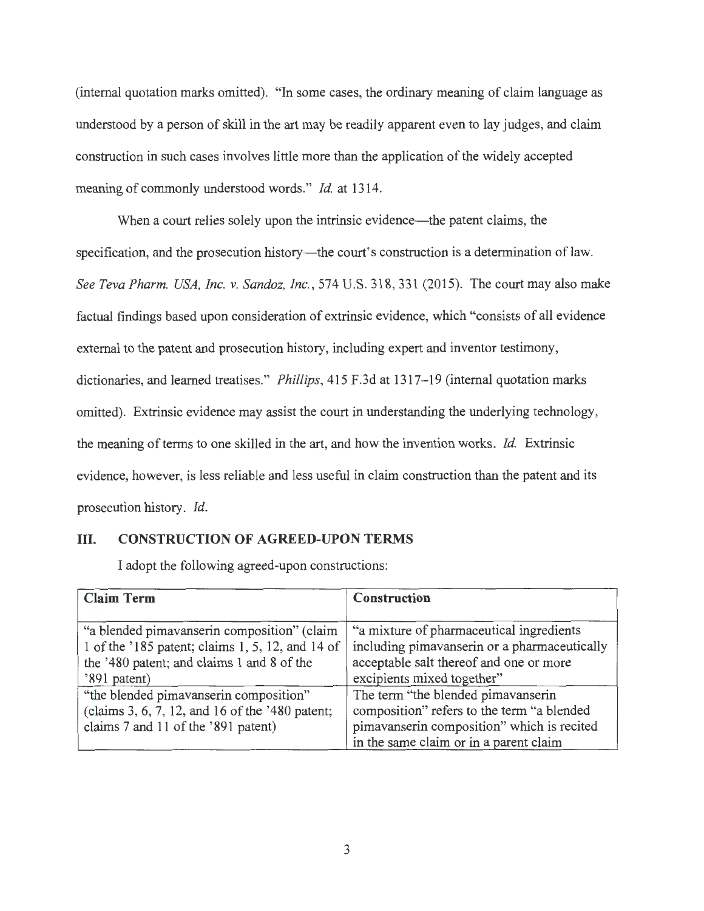(internal quotation marks omitted). "In some cases, the ordinary meaning of claim language as understood by a person of skill in the art may be readily apparent even to lay judges, and claim construction in such cases involves little more than the application of the widely accepted meaning of commonly understood words." *Id.* at 1314.

When a court relies solely upon the intrinsic evidence—the patent claims, the specification, and the prosecution history—the court's construction is a determination of law. *See Teva Pharm. USA, Inc. v. Sandoz, Inc.*, 574 U.S. 318, 331 (2015). The court may also make factual findings based upon consideration of extrinsic evidence, which "consists of all evidence external to the patent and prosecution history, including expert and inventor testimony, dictionaries, and learned treatises." *Phillips*, 415 F.3d at 1317–19 (internal quotation marks omitted). Extrinsic evidence may assist the court in understanding the underlying technology, the meaning of terms to one skilled in the art, and how the invention works. *Id.* Extrinsic evidence, however, is less reliable and less useful in claim construction than the patent and its prosecution history. *Id.*

## III. CONSTRUCTION OF AGREED-UPON TERMS

I adopt the following agreed-upon constructions:

| Claim Term | Construction |
|---|---|
| "a blended pimavanserin composition" (claim 1 of the '185 patent; claims 1, 5, 12, and 14 of the '480 patent; and claims 1 and 8 of the '891 patent) | "a mixture of pharmaceutical ingredients including pimavanserin or a pharmaceutically acceptable salt thereof and one or more excipients mixed together" |
| "the blended pimavanserin composition" (claims 3, 6, 7, 12, and 16 of the '480 patent; claims 7 and 11 of the '891 patent) | The term "the blended pimavanserin composition" refers to the term "a blended pimavanserin composition" which is recited in the same claim or in a parent claim |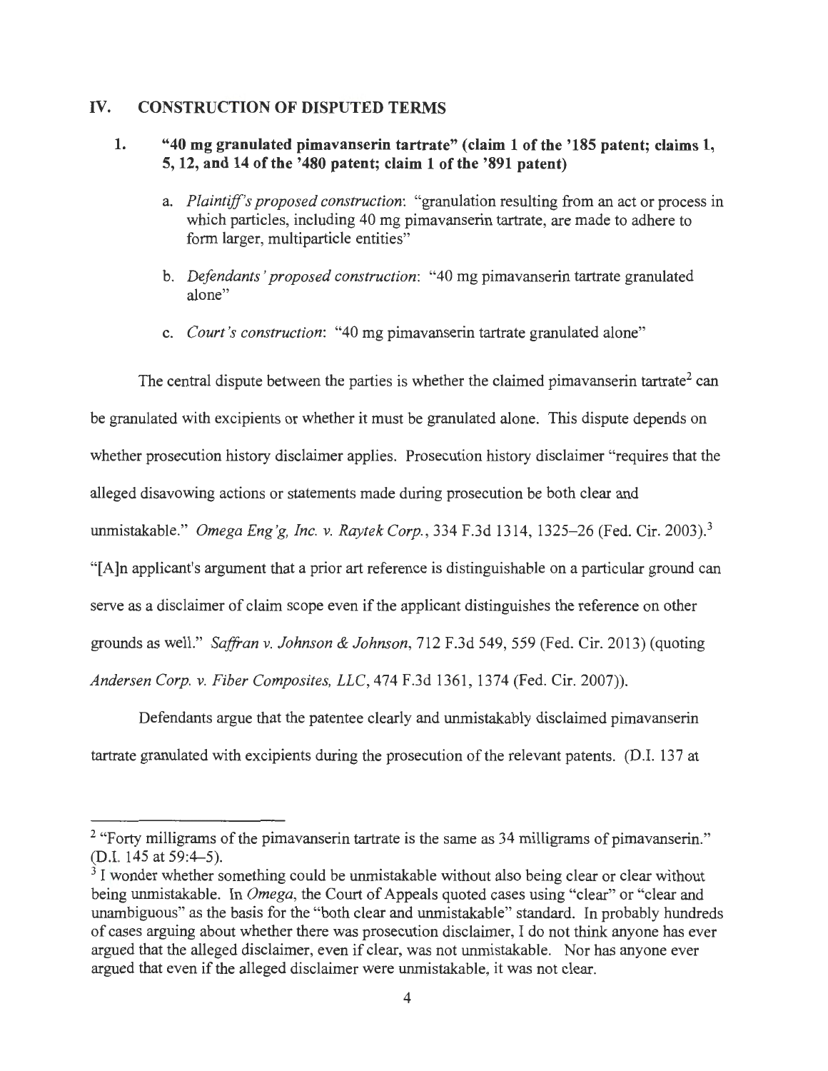## IV. CONSTRUCTION OF DISPUTED TERMS

### 1. "40 mg granulated pimavanserin tartrate" (claim 1 of the '185 patent; claims 1, 5, 12, and 14 of the '480 patent; claim 1 of the '891 patent)

a. *Plaintiff's proposed construction*: "granulation resulting from an act or process in which particles, including 40 mg pimavanserin tartrate, are made to adhere to form larger, multiparticle entities"

b. *Defendants' proposed construction*: "40 mg pimavanserin tartrate granulated alone"

c. *Court's construction*: "40 mg pimavanserin tartrate granulated alone"

The central dispute between the parties is whether the claimed pimavanserin tartrate[2] can be granulated with excipients or whether it must be granulated alone. This dispute depends on whether prosecution history disclaimer applies. Prosecution history disclaimer "requires that the alleged disavowing actions or statements made during prosecution be both clear and unmistakable." *Omega Eng'g, Inc. v. Raytek Corp.*, 334 F.3d 1314, 1325–26 (Fed. Cir. 2003).[3] "[A]n applicant's argument that a prior art reference is distinguishable on a particular ground can serve as a disclaimer of claim scope even if the applicant distinguishes the reference on other grounds as well." *Saffran v. Johnson & Johnson*, 712 F.3d 549, 559 (Fed. Cir. 2013) (quoting *Andersen Corp. v. Fiber Composites, LLC*, 474 F.3d 1361, 1374 (Fed. Cir. 2007)).

Defendants argue that the patentee clearly and unmistakably disclaimed pimavanserin tartrate granulated with excipients during the prosecution of the relevant patents. (D.I. 137 at

---

[2] "Forty milligrams of the pimavanserin tartrate is the same as 34 milligrams of pimavanserin." (D.I. 145 at 59:4–5).

[3] I wonder whether something could be unmistakable without also being clear or clear without being unmistakable. In *Omega*, the Court of Appeals quoted cases using "clear" or "clear and unambiguous" as the basis for the "both clear and unmistakable" standard. In probably hundreds of cases arguing about whether there was prosecution disclaimer, I do not think anyone has ever argued that the alleged disclaimer, even if clear, was not unmistakable. Nor has anyone ever argued that even if the alleged disclaimer were unmistakable, it was not clear.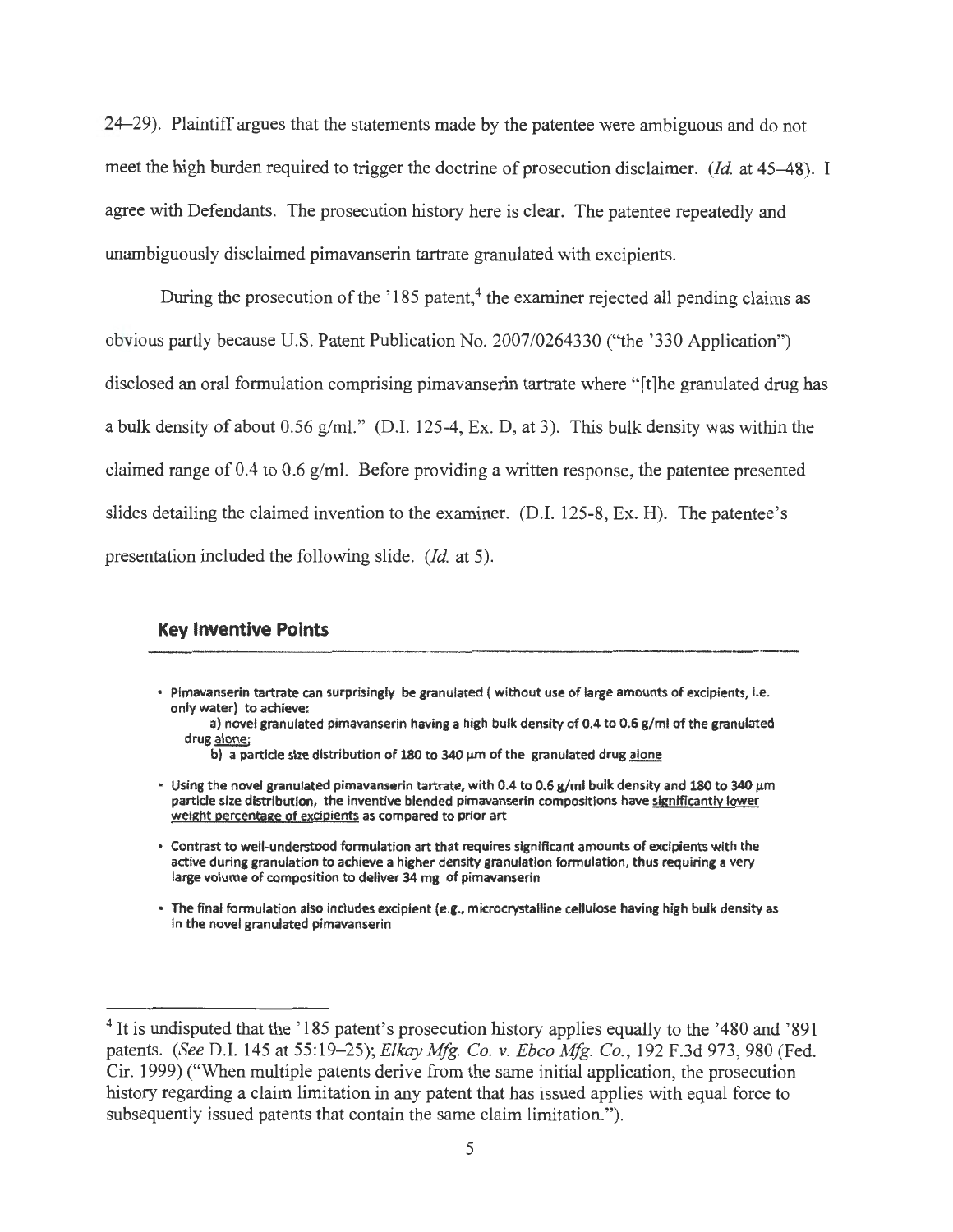24–29). Plaintiff argues that the statements made by the patentee were ambiguous and do not meet the high burden required to trigger the doctrine of prosecution disclaimer. (*Id.* at 45–48). I agree with Defendants. The prosecution history here is clear. The patentee repeatedly and unambiguously disclaimed pimavanserin tartrate granulated with excipients.

During the prosecution of the '185 patent,[4] the examiner rejected all pending claims as obvious partly because U.S. Patent Publication No. 2007/0264330 ("the '330 Application") disclosed an oral formulation comprising pimavanserin tartrate where "[t]he granulated drug has a bulk density of about 0.56 g/ml." (D.I. 125-4, Ex. D, at 3). This bulk density was within the claimed range of 0.4 to 0.6 g/ml. Before providing a written response, the patentee presented slides detailing the claimed invention to the examiner. (D.I. 125-8, Ex. H). The patentee's presentation included the following slide. (*Id.* at 5).

**Key Inventive Points**

- Pimavanserin tartrate can surprisingly be granulated ( without use of large amounts of excipients, i.e. only water) to achieve:
  - a) novel granulated pimavanserin having a high bulk density of 0.4 to 0.6 g/ml of the granulated drug <u>alone</u>;
  - b) a particle size distribution of 180 to 340 µm of the granulated drug <u>alone</u>
- Using the novel granulated pimavanserin tartrate, with 0.4 to 0.6 g/ml bulk density and 180 to 340 µm particle size distribution, the inventive blended pimavanserin compositions have <u>significantly lower weight percentage of excipients</u> as compared to prior art
- Contrast to well-understood formulation art that requires significant amounts of excipients with the active during granulation to achieve a higher density granulation formulation, thus requiring a very large volume of composition to deliver 34 mg of pimavanserin
- The final formulation also includes excipient (e.g., microcrystalline cellulose having high bulk density as in the novel granulated pimavanserin

---

[4] It is undisputed that the '185 patent's prosecution history applies equally to the '480 and '891 patents. (*See* D.I. 145 at 55:19–25); *Elkay Mfg. Co. v. Ebco Mfg. Co.*, 192 F.3d 973, 980 (Fed. Cir. 1999) ("When multiple patents derive from the same initial application, the prosecution history regarding a claim limitation in any patent that has issued applies with equal force to subsequently issued patents that contain the same claim limitation.").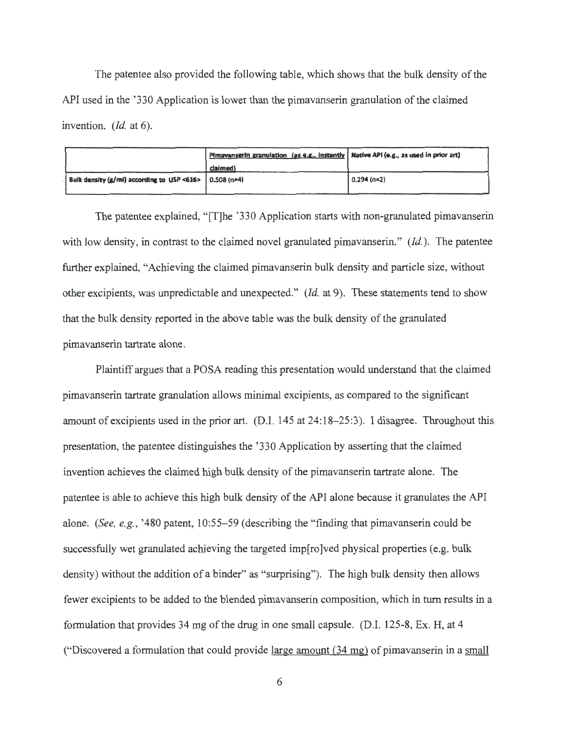The patentee also provided the following table, which shows that the bulk density of the API used in the '330 Application is lower than the pimavanserin granulation of the claimed invention. (*Id.* at 6).

| | Pimavanserin granulation (as e.g., instantly claimed) | Native API (e.g., as used in prior art) |
|---|---|---|
| Bulk density (g/ml) according to USP <616> | 0.508 (n=4) | 0.294 (n=2) |

The patentee explained, "[T]he '330 Application starts with non-granulated pimavanserin with low density, in contrast to the claimed novel granulated pimavanserin." (*Id.*). The patentee further explained, "Achieving the claimed pimavanserin bulk density and particle size, without other excipients, was unpredictable and unexpected." (*Id.* at 9). These statements tend to show that the bulk density reported in the above table was the bulk density of the granulated pimavanserin tartrate alone.

Plaintiff argues that a POSA reading this presentation would understand that the claimed pimavanserin tartrate granulation allows minimal excipients, as compared to the significant amount of excipients used in the prior art. (D.I. 145 at 24:18–25:3). I disagree. Throughout this presentation, the patentee distinguishes the '330 Application by asserting that the claimed invention achieves the claimed high bulk density of the pimavanserin tartrate alone. The patentee is able to achieve this high bulk density of the API alone because it granulates the API alone. (*See, e.g.*, '480 patent, 10:55–59 (describing the "finding that pimavanserin could be successfully wet granulated achieving the targeted imp[ro]ved physical properties (e.g. bulk density) without the addition of a binder" as "surprising"). The high bulk density then allows fewer excipients to be added to the blended pimavanserin composition, which in turn results in a formulation that provides 34 mg of the drug in one small capsule. (D.I. 125-8, Ex. H, at 4 ("Discovered a formulation that could provide large amount (34 mg) of pimavanserin in a small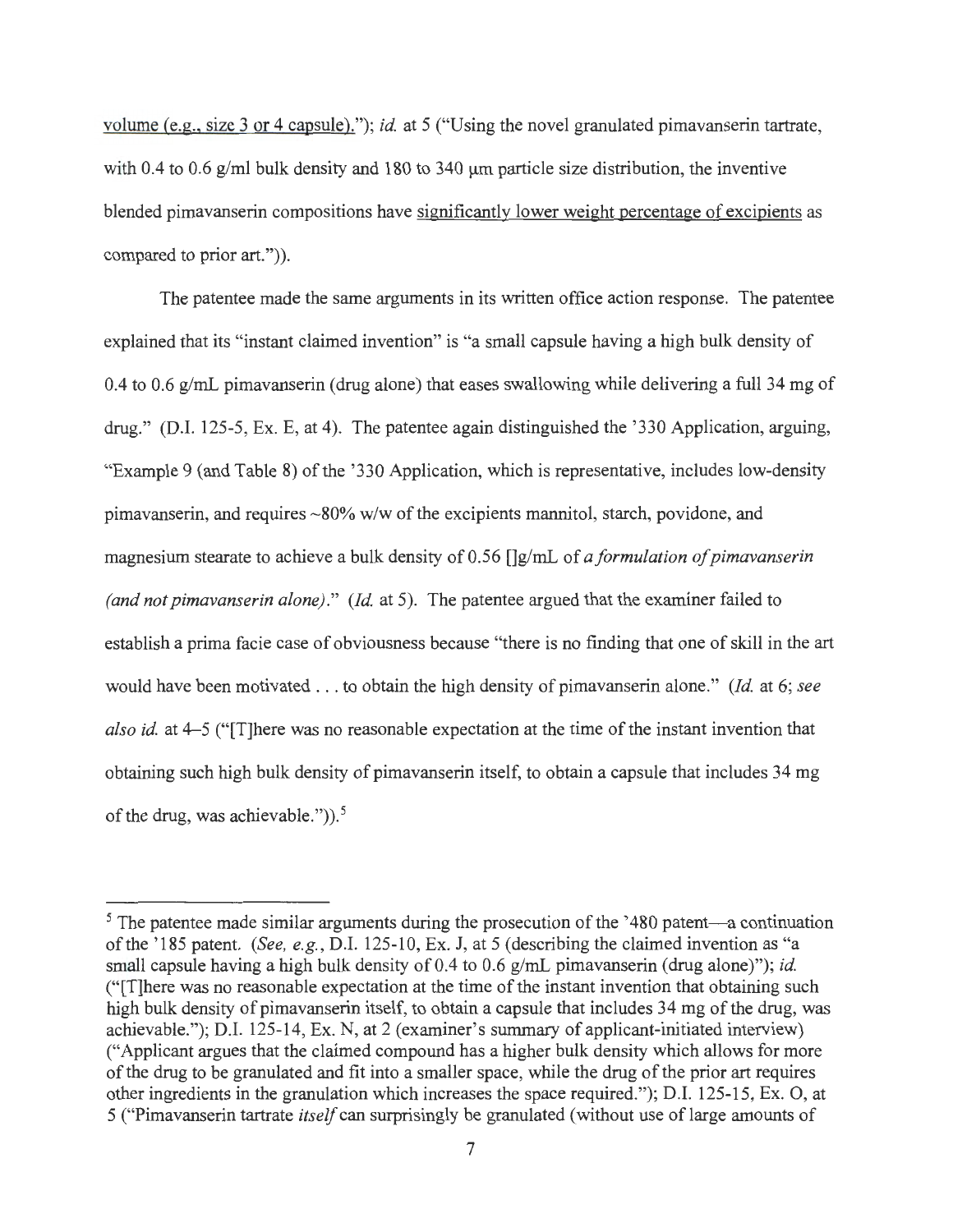volume (e.g., size 3 or 4 capsule)."); *id.* at 5 ("Using the novel granulated pimavanserin tartrate, with 0.4 to 0.6 g/ml bulk density and 180 to 340 μm particle size distribution, the inventive blended pimavanserin compositions have significantly lower weight percentage of excipients as compared to prior art.")).

The patentee made the same arguments in its written office action response. The patentee explained that its "instant claimed invention" is "a small capsule having a high bulk density of 0.4 to 0.6 g/mL pimavanserin (drug alone) that eases swallowing while delivering a full 34 mg of drug." (D.I. 125-5, Ex. E, at 4). The patentee again distinguished the '330 Application, arguing, "Example 9 (and Table 8) of the '330 Application, which is representative, includes low-density pimavanserin, and requires ~80% w/w of the excipients mannitol, starch, povidone, and magnesium stearate to achieve a bulk density of 0.56 []g/mL of *a formulation of pimavanserin (and not pimavanserin alone)*." (*Id.* at 5). The patentee argued that the examiner failed to establish a prima facie case of obviousness because "there is no finding that one of skill in the art would have been motivated . . . to obtain the high density of pimavanserin alone." (*Id.* at 6; *see also id.* at 4–5 ("[T]here was no reasonable expectation at the time of the instant invention that obtaining such high bulk density of pimavanserin itself, to obtain a capsule that includes 34 mg of the drug, was achievable.")).[5]

[5] The patentee made similar arguments during the prosecution of the '480 patent—a continuation of the '185 patent. (*See, e.g.*, D.I. 125-10, Ex. J, at 5 (describing the claimed invention as "a small capsule having a high bulk density of 0.4 to 0.6 g/mL pimavanserin (drug alone)"); *id.* ("[T]here was no reasonable expectation at the time of the instant invention that obtaining such high bulk density of pimavanserin itself, to obtain a capsule that includes 34 mg of the drug, was achievable."); D.I. 125-14, Ex. N, at 2 (examiner's summary of applicant-initiated interview) ("Applicant argues that the claimed compound has a higher bulk density which allows for more of the drug to be granulated and fit into a smaller space, while the drug of the prior art requires other ingredients in the granulation which increases the space required."); D.I. 125-15, Ex. O, at 5 ("Pimavanserin tartrate *itself* can surprisingly be granulated (without use of large amounts of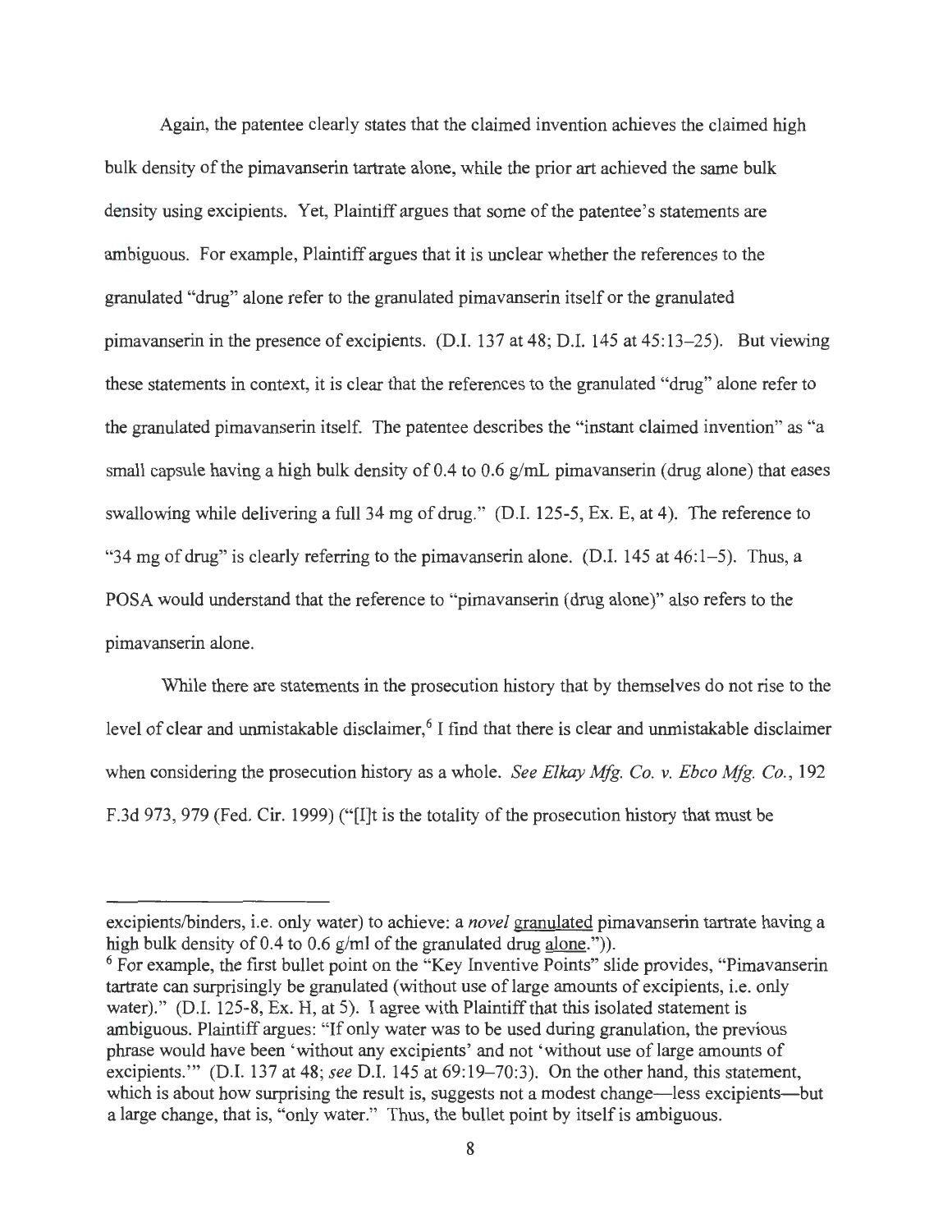Again, the patentee clearly states that the claimed invention achieves the claimed high bulk density of the pimavanserin tartrate alone, while the prior art achieved the same bulk density using excipients. Yet, Plaintiff argues that some of the patentee's statements are ambiguous. For example, Plaintiff argues that it is unclear whether the references to the granulated "drug" alone refer to the granulated pimavanserin itself or the granulated pimavanserin in the presence of excipients. (D.I. 137 at 48; D.I. 145 at 45:13–25). But viewing these statements in context, it is clear that the references to the granulated "drug" alone refer to the granulated pimavanserin itself. The patentee describes the "instant claimed invention" as "a small capsule having a high bulk density of 0.4 to 0.6 g/mL pimavanserin (drug alone) that eases swallowing while delivering a full 34 mg of drug." (D.I. 125-5, Ex. E, at 4). The reference to "34 mg of drug" is clearly referring to the pimavanserin alone. (D.I. 145 at 46:1–5). Thus, a POSA would understand that the reference to "pimavanserin (drug alone)" also refers to the pimavanserin alone.

While there are statements in the prosecution history that by themselves do not rise to the level of clear and unmistakable disclaimer,[6] I find that there is clear and unmistakable disclaimer when considering the prosecution history as a whole. *See Elkay Mfg. Co. v. Ebco Mfg. Co.*, 192 F.3d 973, 979 (Fed. Cir. 1999) ("[I]t is the totality of the prosecution history that must be

---

excipients/binders, i.e. only water) to achieve: a *novel* granulated pimavanserin tartrate having a high bulk density of 0.4 to 0.6 g/ml of the granulated drug alone.")).

[6] For example, the first bullet point on the "Key Inventive Points" slide provides, "Pimavanserin tartrate can surprisingly be granulated (without use of large amounts of excipients, i.e. only water)." (D.I. 125-8, Ex. H, at 5). I agree with Plaintiff that this isolated statement is ambiguous. Plaintiff argues: "If only water was to be used during granulation, the previous phrase would have been 'without any excipients' and not 'without use of large amounts of excipients.'" (D.I. 137 at 48; *see* D.I. 145 at 69:19–70:3). On the other hand, this statement, which is about how surprising the result is, suggests not a modest change—less excipients—but a large change, that is, "only water." Thus, the bullet point by itself is ambiguous.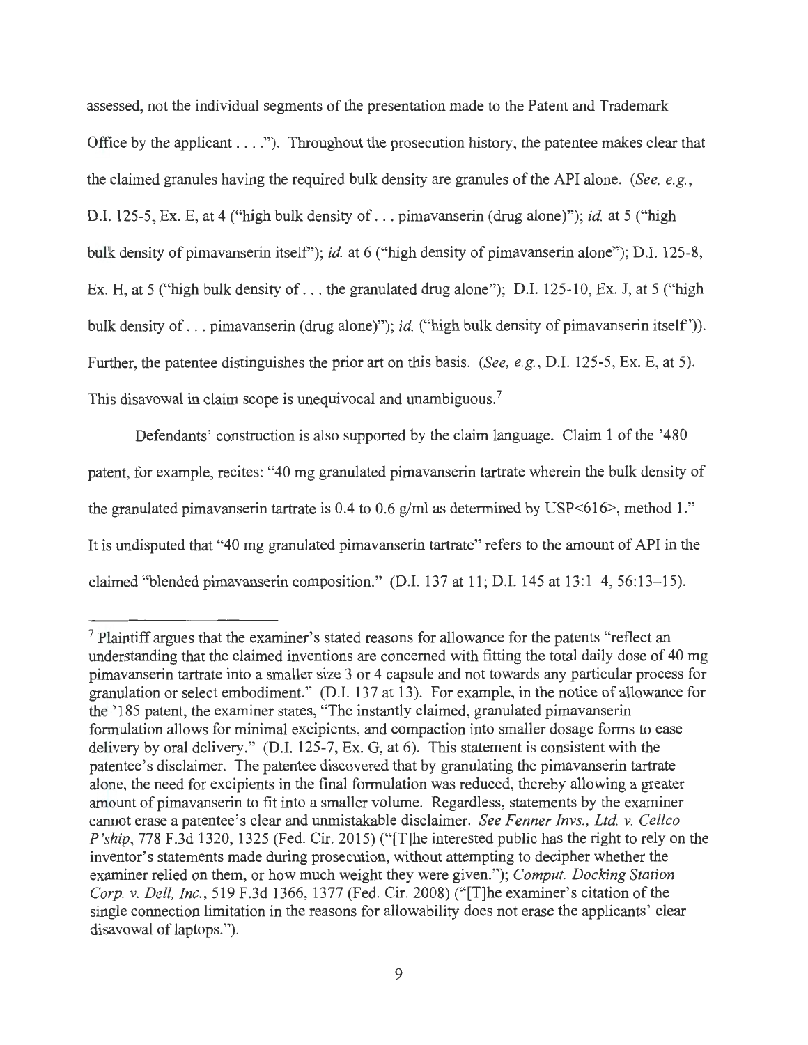assessed, not the individual segments of the presentation made to the Patent and Trademark Office by the applicant . . . ."). Throughout the prosecution history, the patentee makes clear that the claimed granules having the required bulk density are granules of the API alone. (*See, e.g.*, D.I. 125-5, Ex. E, at 4 ("high bulk density of . . . pimavanserin (drug alone)"); *id.* at 5 ("high bulk density of pimavanserin itself"); *id.* at 6 ("high density of pimavanserin alone"); D.I. 125-8, Ex. H, at 5 ("high bulk density of . . . the granulated drug alone"); D.I. 125-10, Ex. J, at 5 ("high bulk density of . . . pimavanserin (drug alone)"); *id.* ("high bulk density of pimavanserin itself")). Further, the patentee distinguishes the prior art on this basis. (*See, e.g.*, D.I. 125-5, Ex. E, at 5). This disavowal in claim scope is unequivocal and unambiguous.[7]

Defendants' construction is also supported by the claim language. Claim 1 of the '480 patent, for example, recites: "40 mg granulated pimavanserin tartrate wherein the bulk density of the granulated pimavanserin tartrate is 0.4 to 0.6 g/ml as determined by USP<616>, method 1." It is undisputed that "40 mg granulated pimavanserin tartrate" refers to the amount of API in the claimed "blended pimavanserin composition." (D.I. 137 at 11; D.I. 145 at 13:1–4, 56:13–15).

---

[7] Plaintiff argues that the examiner's stated reasons for allowance for the patents "reflect an understanding that the claimed inventions are concerned with fitting the total daily dose of 40 mg pimavanserin tartrate into a smaller size 3 or 4 capsule and not towards any particular process for granulation or select embodiment." (D.I. 137 at 13). For example, in the notice of allowance for the '185 patent, the examiner states, "The instantly claimed, granulated pimavanserin formulation allows for minimal excipients, and compaction into smaller dosage forms to ease delivery by oral delivery." (D.I. 125-7, Ex. G, at 6). This statement is consistent with the patentee's disclaimer. The patentee discovered that by granulating the pimavanserin tartrate alone, the need for excipients in the final formulation was reduced, thereby allowing a greater amount of pimavanserin to fit into a smaller volume. Regardless, statements by the examiner cannot erase a patentee's clear and unmistakable disclaimer. *See Fenner Invs., Ltd. v. Cellco P'ship*, 778 F.3d 1320, 1325 (Fed. Cir. 2015) ("[T]he interested public has the right to rely on the inventor's statements made during prosecution, without attempting to decipher whether the examiner relied on them, or how much weight they were given."); *Comput. Docking Station Corp. v. Dell, Inc.*, 519 F.3d 1366, 1377 (Fed. Cir. 2008) ("[T]he examiner's citation of the single connection limitation in the reasons for allowability does not erase the applicants' clear disavowal of laptops.").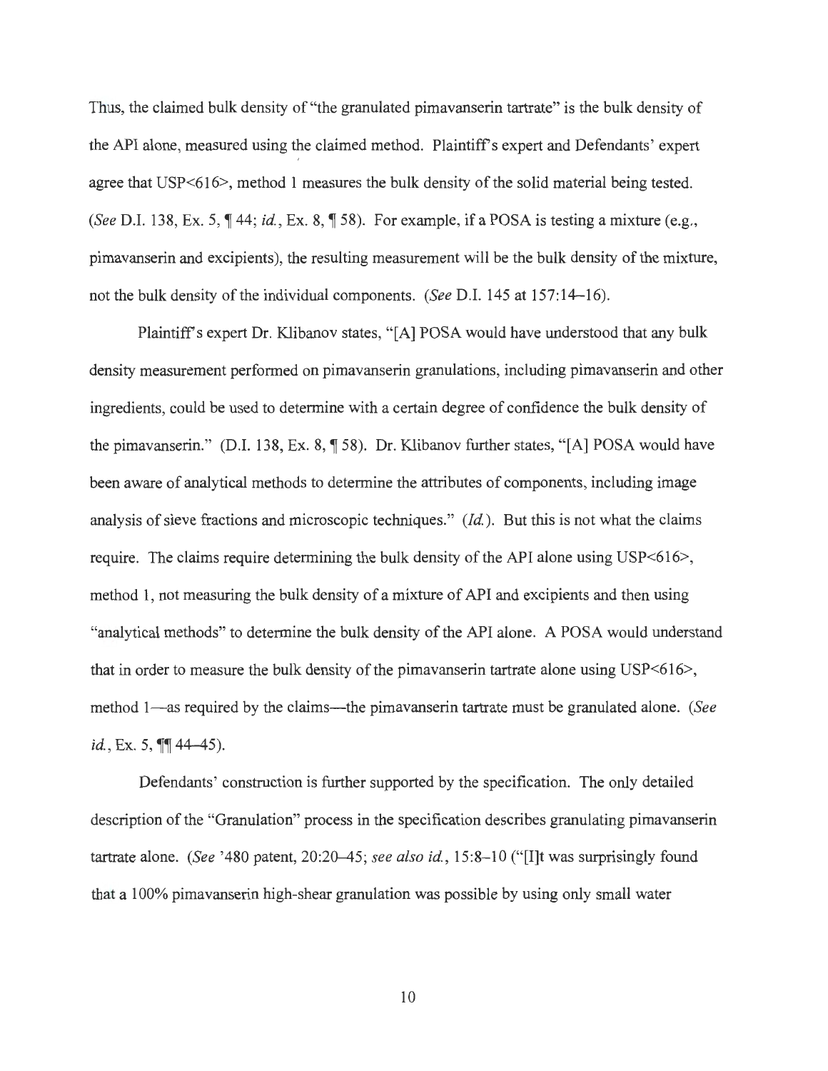Thus, the claimed bulk density of "the granulated pimavanserin tartrate" is the bulk density of the API alone, measured using the claimed method. Plaintiff's expert and Defendants' expert agree that USP<616>, method 1 measures the bulk density of the solid material being tested. (*See* D.I. 138, Ex. 5, ¶ 44; *id.*, Ex. 8, ¶ 58). For example, if a POSA is testing a mixture (e.g., pimavanserin and excipients), the resulting measurement will be the bulk density of the mixture, not the bulk density of the individual components. (*See* D.I. 145 at 157:14–16).

Plaintiff's expert Dr. Klibanov states, "[A] POSA would have understood that any bulk density measurement performed on pimavanserin granulations, including pimavanserin and other ingredients, could be used to determine with a certain degree of confidence the bulk density of the pimavanserin." (D.I. 138, Ex. 8, ¶ 58). Dr. Klibanov further states, "[A] POSA would have been aware of analytical methods to determine the attributes of components, including image analysis of sieve fractions and microscopic techniques." (*Id.*). But this is not what the claims require. The claims require determining the bulk density of the API alone using USP<616>, method 1, not measuring the bulk density of a mixture of API and excipients and then using "analytical methods" to determine the bulk density of the API alone. A POSA would understand that in order to measure the bulk density of the pimavanserin tartrate alone using USP<616>, method 1—as required by the claims—the pimavanserin tartrate must be granulated alone. (*See id.*, Ex. 5, ¶¶ 44–45).

Defendants' construction is further supported by the specification. The only detailed description of the "Granulation" process in the specification describes granulating pimavanserin tartrate alone. (*See* '480 patent, 20:20–45; *see also id.*, 15:8–10 ("[I]t was surprisingly found that a 100% pimavanserin high-shear granulation was possible by using only small water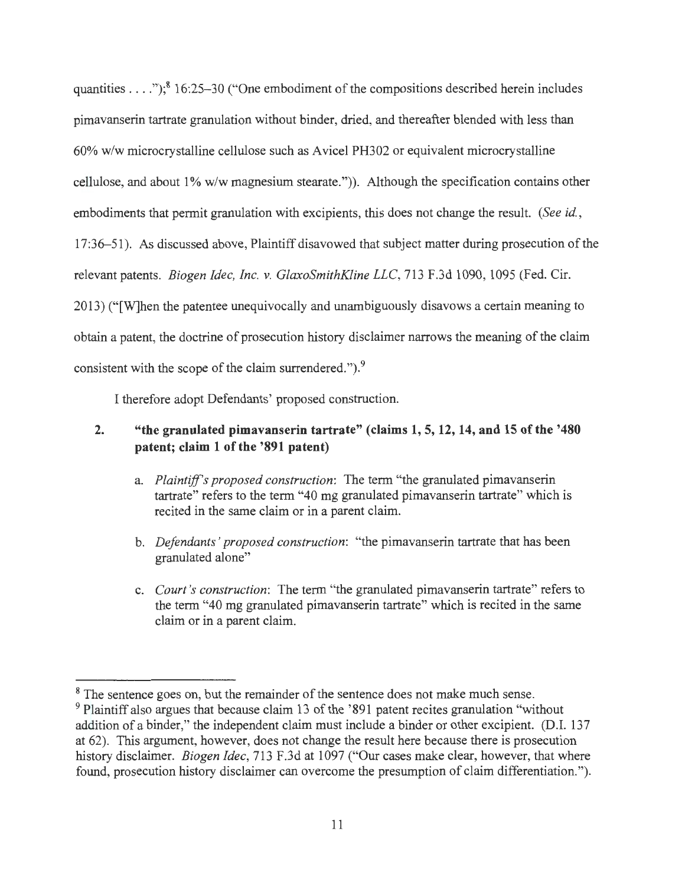quantities . . . .");[8] 16:25–30 ("One embodiment of the compositions described herein includes pimavanserin tartrate granulation without binder, dried, and thereafter blended with less than 60% w/w microcrystalline cellulose such as Avicel PH302 or equivalent microcrystalline cellulose, and about 1% w/w magnesium stearate.")). Although the specification contains other embodiments that permit granulation with excipients, this does not change the result. (*See id.*, 17:36–51). As discussed above, Plaintiff disavowed that subject matter during prosecution of the relevant patents. *Biogen Idec, Inc. v. GlaxoSmithKline LLC*, 713 F.3d 1090, 1095 (Fed. Cir. 2013) ("[W]hen the patentee unequivocally and unambiguously disavows a certain meaning to obtain a patent, the doctrine of prosecution history disclaimer narrows the meaning of the claim consistent with the scope of the claim surrendered.").[9]

I therefore adopt Defendants' proposed construction.

2. **"the granulated pimavanserin tartrate" (claims 1, 5, 12, 14, and 15 of the '480 patent; claim 1 of the '891 patent)**

   a. *Plaintiff's proposed construction*: The term "the granulated pimavanserin tartrate" refers to the term "40 mg granulated pimavanserin tartrate" which is recited in the same claim or in a parent claim.

   b. *Defendants' proposed construction*: "the pimavanserin tartrate that has been granulated alone"

   c. *Court's construction*: The term "the granulated pimavanserin tartrate" refers to the term "40 mg granulated pimavanserin tartrate" which is recited in the same claim or in a parent claim.

---

[8] The sentence goes on, but the remainder of the sentence does not make much sense.

[9] Plaintiff also argues that because claim 13 of the '891 patent recites granulation "without addition of a binder," the independent claim must include a binder or other excipient. (D.I. 137 at 62). This argument, however, does not change the result here because there is prosecution history disclaimer. *Biogen Idec*, 713 F.3d at 1097 ("Our cases make clear, however, that where found, prosecution history disclaimer can overcome the presumption of claim differentiation.").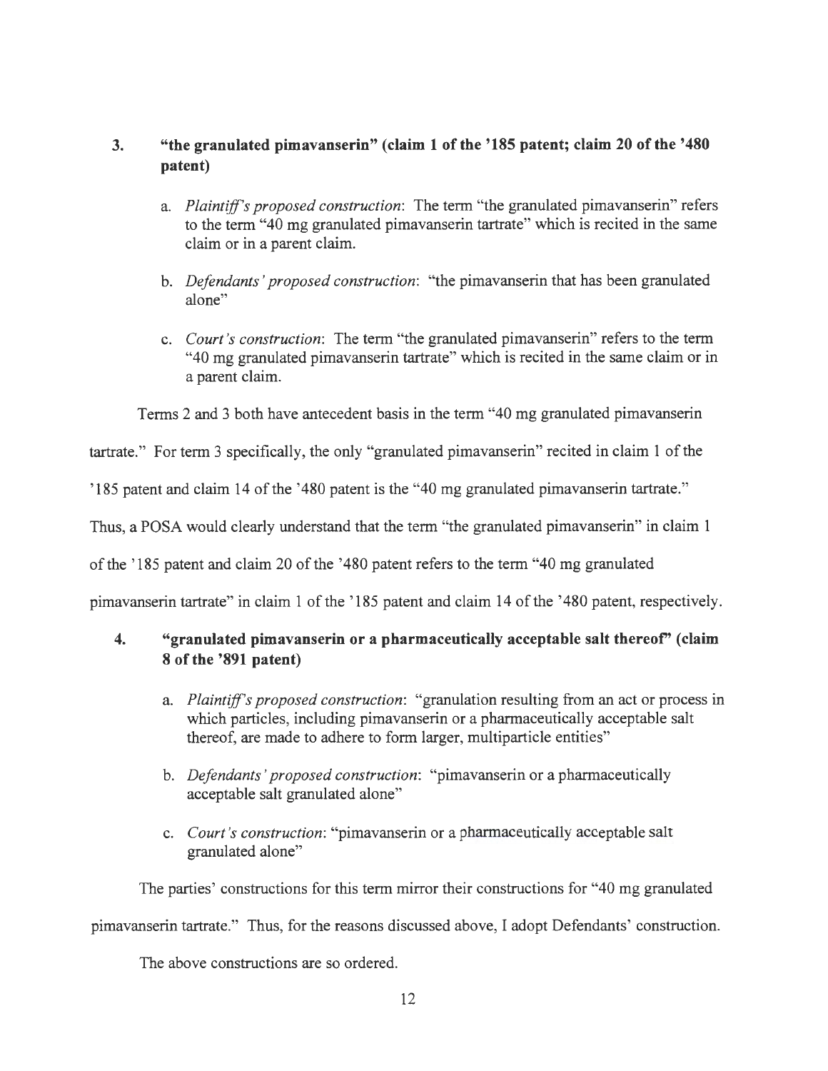### 3. "the granulated pimavanserin" (claim 1 of the '185 patent; claim 20 of the '480 patent)

a. *Plaintiff's proposed construction*: The term "the granulated pimavanserin" refers to the term "40 mg granulated pimavanserin tartrate" which is recited in the same claim or in a parent claim.

b. *Defendants' proposed construction*: "the pimavanserin that has been granulated alone"

c. *Court's construction*: The term "the granulated pimavanserin" refers to the term "40 mg granulated pimavanserin tartrate" which is recited in the same claim or in a parent claim.

Terms 2 and 3 both have antecedent basis in the term "40 mg granulated pimavanserin tartrate." For term 3 specifically, the only "granulated pimavanserin" recited in claim 1 of the '185 patent and claim 14 of the '480 patent is the "40 mg granulated pimavanserin tartrate." Thus, a POSA would clearly understand that the term "the granulated pimavanserin" in claim 1 of the '185 patent and claim 20 of the '480 patent refers to the term "40 mg granulated pimavanserin tartrate" in claim 1 of the '185 patent and claim 14 of the '480 patent, respectively.

### 4. "granulated pimavanserin or a pharmaceutically acceptable salt thereof" (claim 8 of the '891 patent)

a. *Plaintiff's proposed construction*: "granulation resulting from an act or process in which particles, including pimavanserin or a pharmaceutically acceptable salt thereof, are made to adhere to form larger, multiparticle entities"

b. *Defendants' proposed construction*: "pimavanserin or a pharmaceutically acceptable salt granulated alone"

c. *Court's construction*: "pimavanserin or a pharmaceutically acceptable salt granulated alone"

The parties' constructions for this term mirror their constructions for "40 mg granulated pimavanserin tartrate." Thus, for the reasons discussed above, I adopt Defendants' construction.

The above constructions are so ordered.